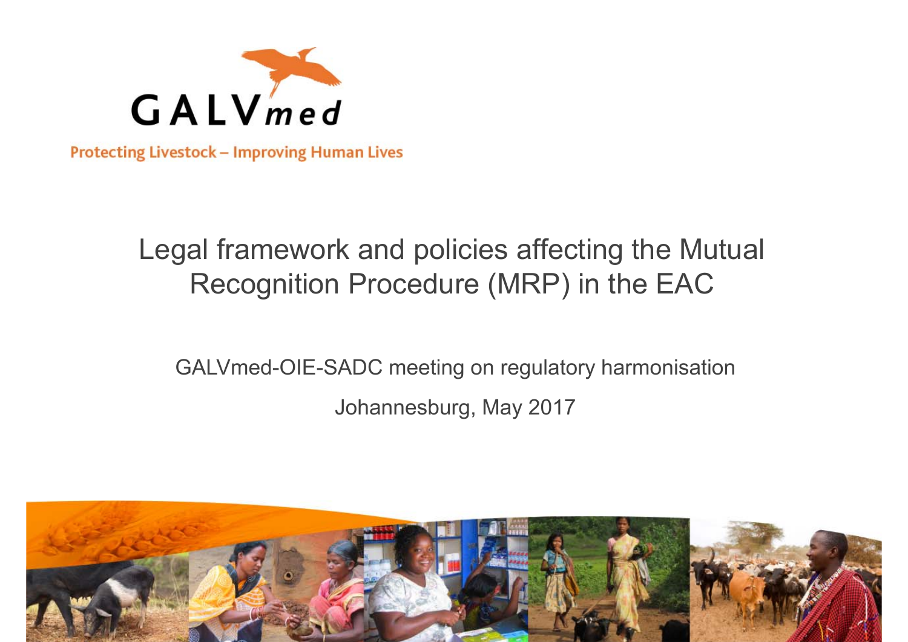GALVmed

Protecting Livestock – Improving Human Lives

# Legal framework and policies affecting the Mutual Recognition Procedure (MRP) in the EAC

GALVmed-OIE-SADC meeting on regulatory harmonisation

Johannesburg, May 2017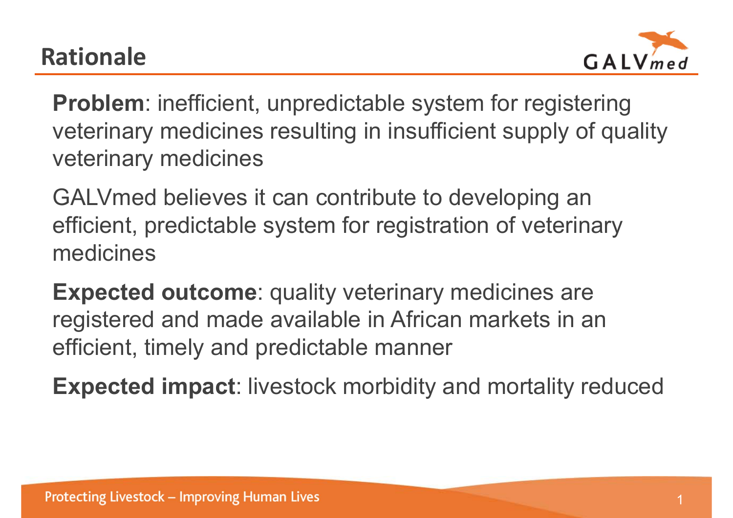# Rationale

**Problem**: inefficient, unpredictable system for registering veterinary medicines resulting in insufficient supply of quality veterinary medicines

GALVmed believes it can contribute to developing an efficient, predictable system for registration of veterinary medicines

**Expected outcome**: quality veterinary medicines are registered and made available in African markets in an efficient, timely and predictable manner

**Expected impact**: livestock morbidity and mortality reduced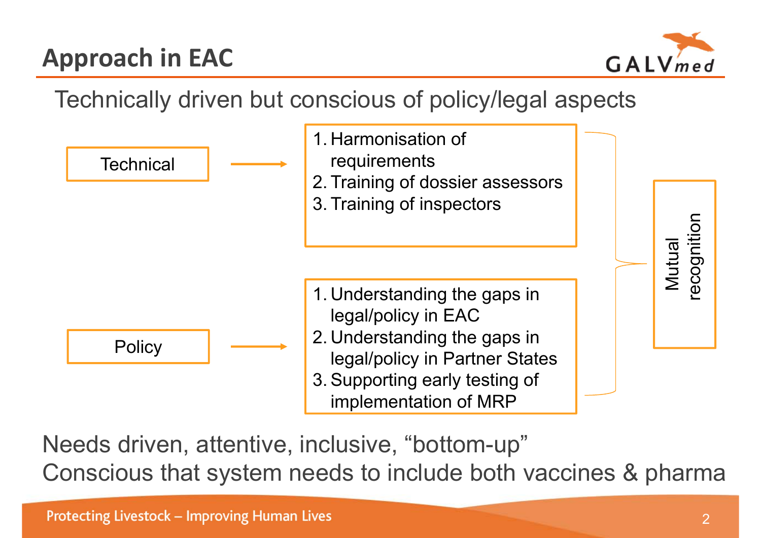# Approach in EAC

Technically driven but conscious of policy/legal aspects

**Technical** →

1. Harmonisation of requirements
2. Training of dossier assessors
3. Training of inspectors

**Policy** →

1. Understanding the gaps in legal/policy in EAC
2. Understanding the gaps in legal/policy in Partner States
3. Supporting early testing of implementation of MRP

→ **Mutual recognition**

Needs driven, attentive, inclusive, "bottom-up"

Conscious that system needs to include both vaccines & pharma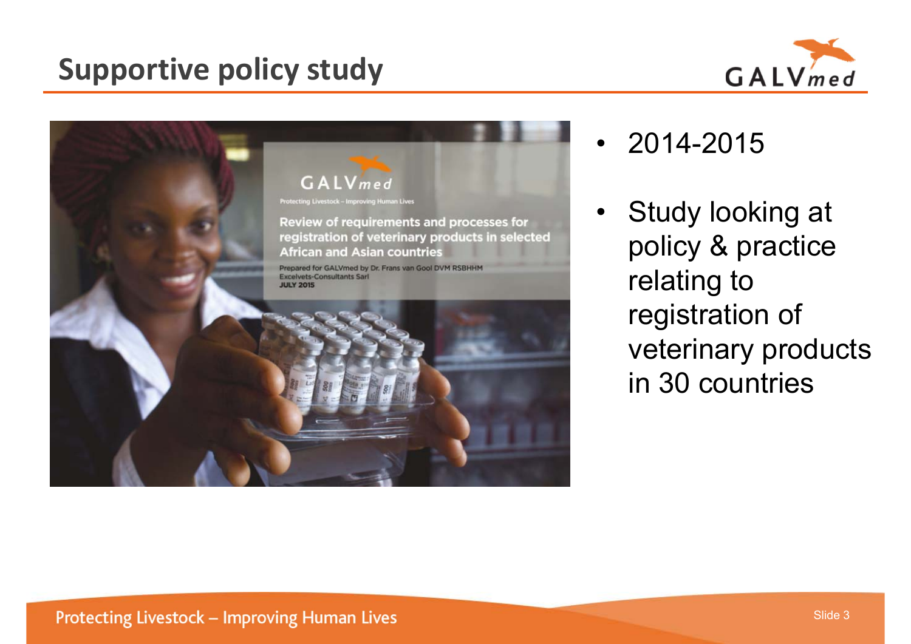## Supportive policy study

- 2014-2015
- Study looking at policy & practice relating to registration of veterinary products in 30 countries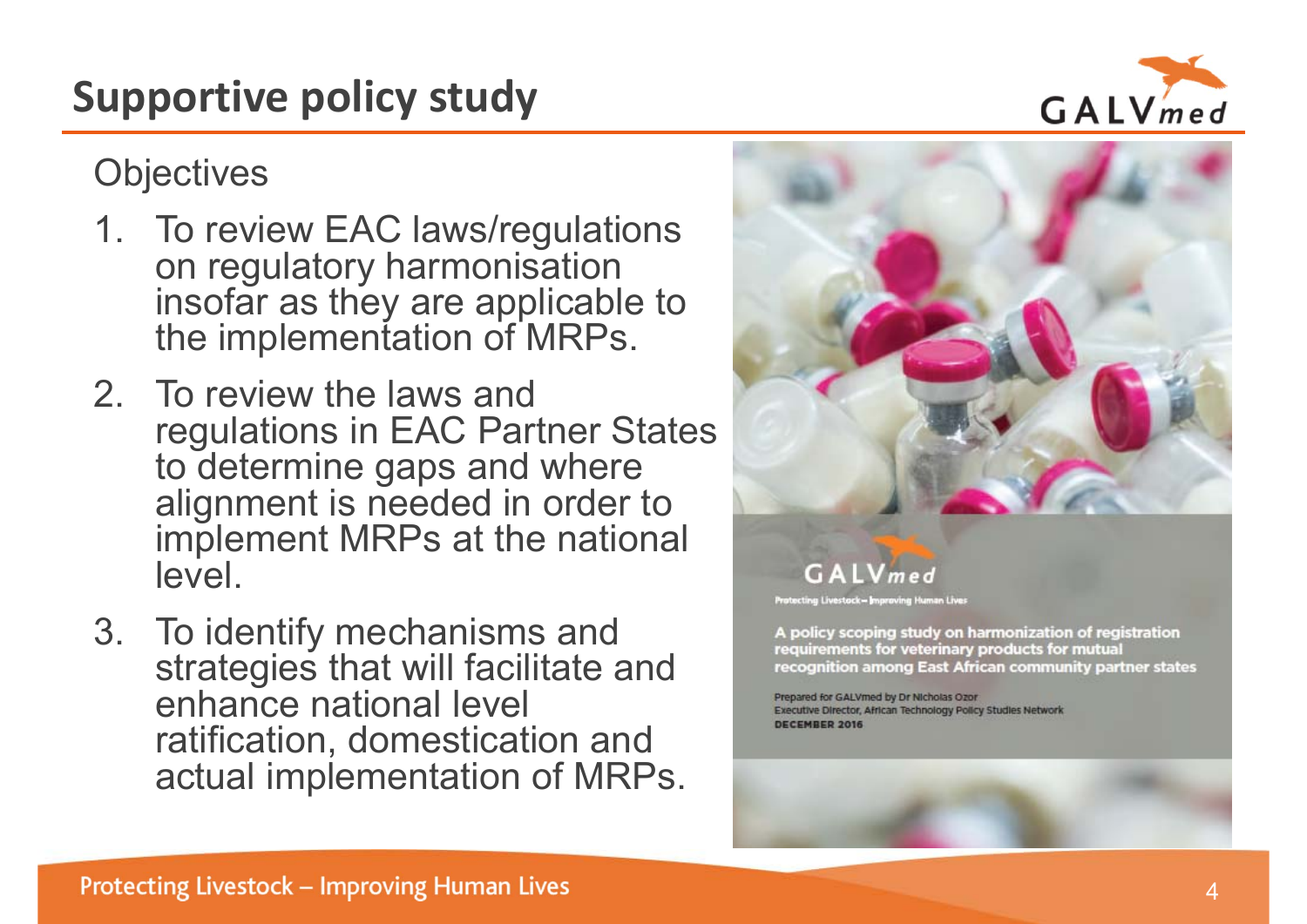# Supportive policy study

Objectives

1. To review EAC laws/regulations on regulatory harmonisation insofar as they are applicable to the implementation of MRPs.
2. To review the laws and regulations in EAC Partner States to determine gaps and where alignment is needed in order to implement MRPs at the national level.
3. To identify mechanisms and strategies that will facilitate and enhance national level ratification, domestication and actual implementation of MRPs.

GALVmed

Protecting Livestock – Improving Human Lives

A policy scoping study on harmonization of registration requirements for veterinary products for mutual recognition among East African community partner states

Prepared for GALVmed by Dr Nicholas Ozor
Executive Director, African Technology Policy Studies Network
DECEMBER 2016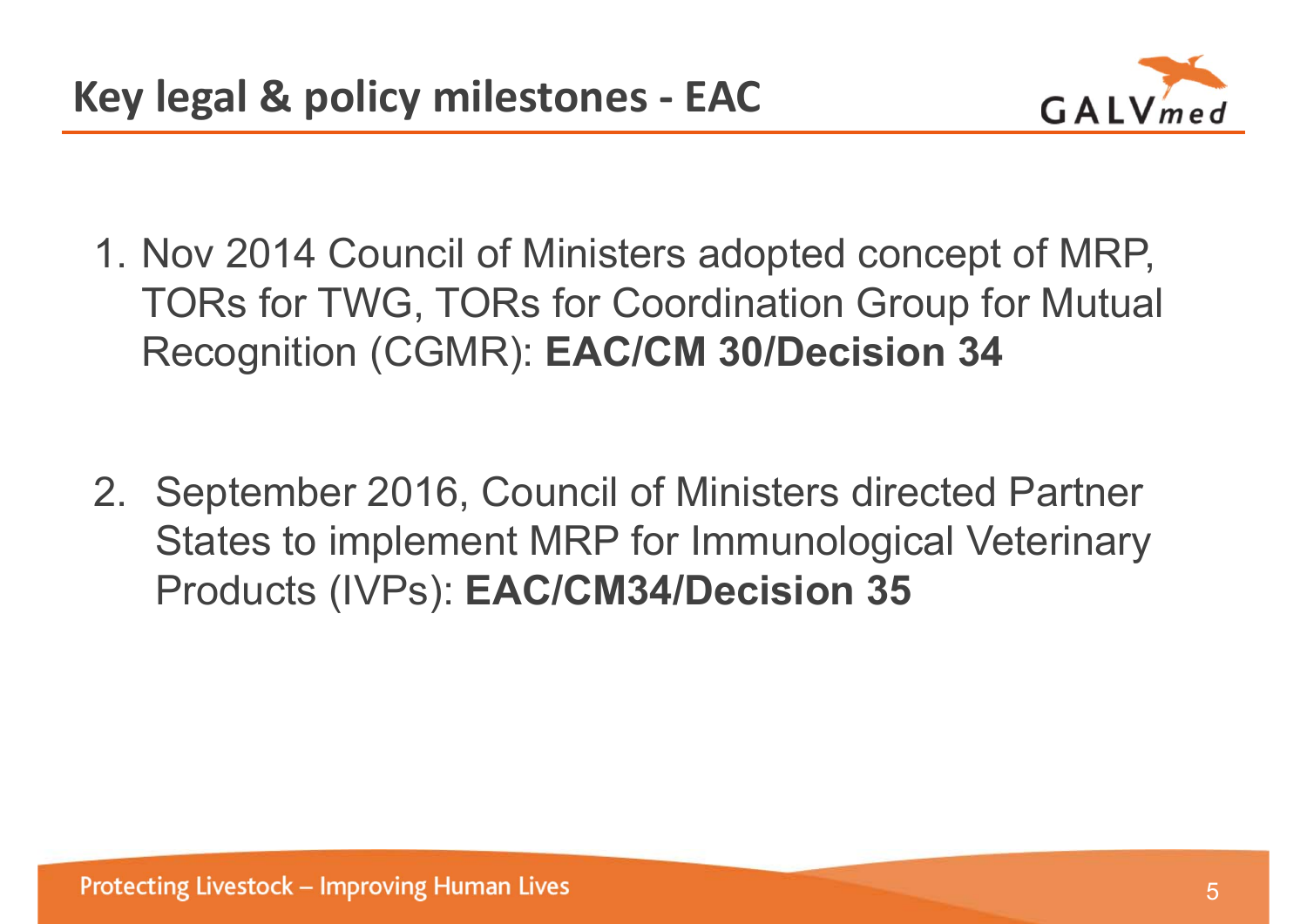# Key legal & policy milestones - EAC

1. Nov 2014 Council of Ministers adopted concept of MRP, TORs for TWG, TORs for Coordination Group for Mutual Recognition (CGMR): **EAC/CM 30/Decision 34**

2. September 2016, Council of Ministers directed Partner States to implement MRP for Immunological Veterinary Products (IVPs): **EAC/CM34/Decision 35**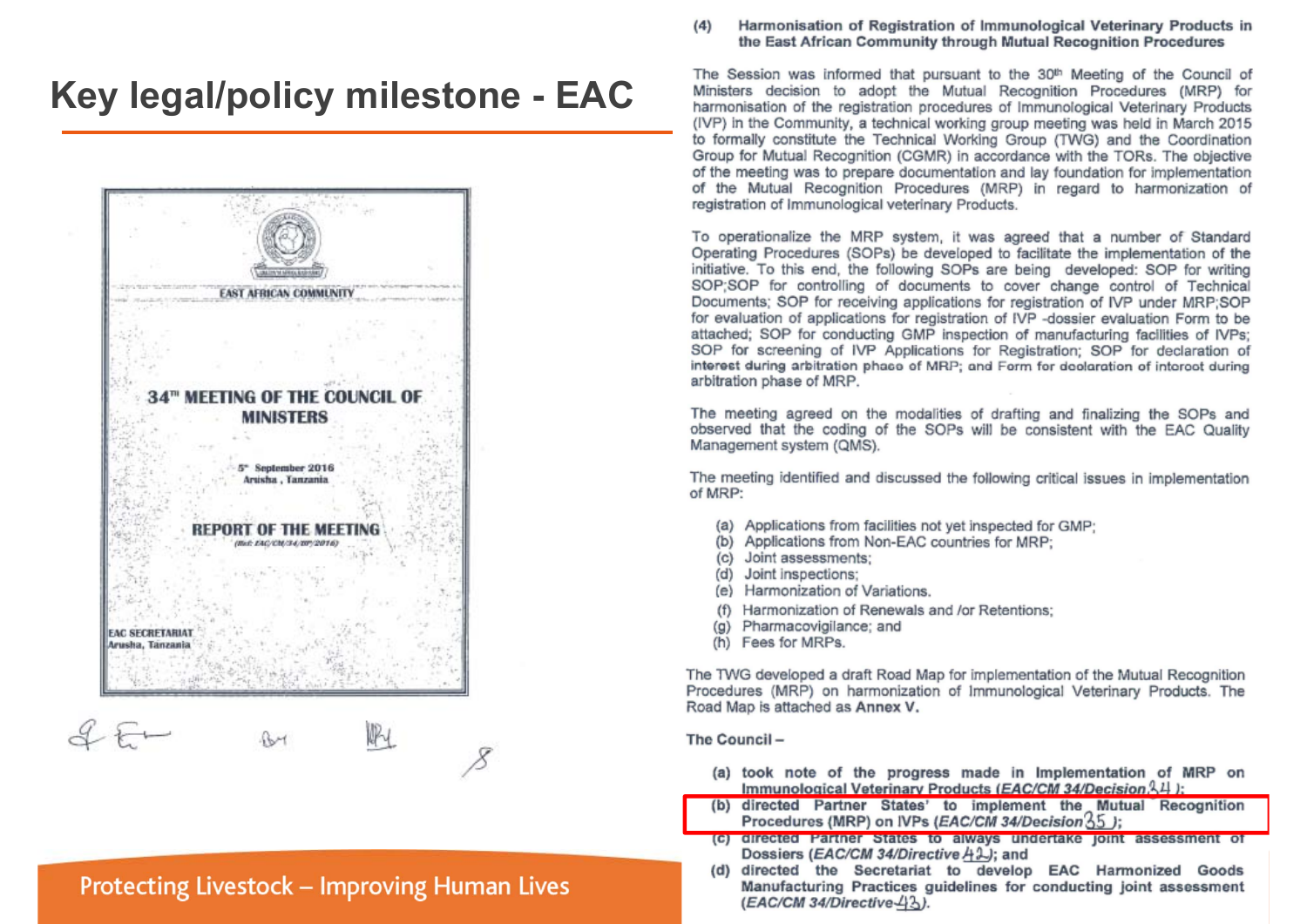# Key legal/policy milestone - EAC

EAST AFRICAN COMMUNITY

34[TH] MEETING OF THE COUNCIL OF MINISTERS

5[th] September 2016
Arusha, Tanzania

REPORT OF THE MEETING
(Ref: EAC/CM/34/RP/2016)

EAC SECRETARIAT
Arusha, Tanzania

**(4) Harmonisation of Registration of Immunological Veterinary Products in the East African Community through Mutual Recognition Procedures**

The Session was informed that pursuant to the 30[th] Meeting of the Council of Ministers decision to adopt the Mutual Recognition Procedures (MRP) for harmonisation of the registration procedures of Immunological Veterinary Products (IVP) in the Community, a technical working group meeting was held in March 2015 to formally constitute the Technical Working Group (TWG) and the Coordination Group for Mutual Recognition (CGMR) in accordance with the TORs. The objective of the meeting was to prepare documentation and lay foundation for implementation of the Mutual Recognition Procedures (MRP) in regard to harmonization of registration of Immunological veterinary Products.

To operationalize the MRP system, it was agreed that a number of Standard Operating Procedures (SOPs) be developed to facilitate the implementation of the initiative. To this end, the following SOPs are being developed: SOP for writing SOP;SOP for controlling of documents to cover change control of Technical Documents; SOP for receiving applications for registration of IVP under MRP;SOP for evaluation of applications for registration of IVP -dossier evaluation Form to be attached; SOP for conducting GMP inspection of manufacturing facilities of IVPs; SOP for screening of IVP Applications for Registration; SOP for declaration of interest during arbitration phase of MRP; and Form for declaration of interest during arbitration phase of MRP.

The meeting agreed on the modalities of drafting and finalizing the SOPs and observed that the coding of the SOPs will be consistent with the EAC Quality Management system (QMS).

The meeting identified and discussed the following critical issues in implementation of MRP:

(a) Applications from facilities not yet inspected for GMP;
(b) Applications from Non-EAC countries for MRP;
(c) Joint assessments;
(d) Joint inspections;
(e) Harmonization of Variations.
(f) Harmonization of Renewals and /or Retentions;
(g) Pharmacovigilance; and
(h) Fees for MRPs.

The TWG developed a draft Road Map for implementation of the Mutual Recognition Procedures (MRP) on harmonization of Immunological Veterinary Products. The Road Map is attached as **Annex V.**

**The Council –**

**(a) took note of the progress made in Implementation of MRP on Immunological Veterinary Products (*EAC/CM 34/Decision 34*);**
**(b) directed Partner States' to implement the Mutual Recognition Procedures (MRP) on IVPs (*EAC/CM 34/Decision 35*);**
**(c) directed Partner States to always undertake joint assessment of Dossiers (*EAC/CM 34/Directive 42*); and**
**(d) directed the Secretariat to develop EAC Harmonized Goods Manufacturing Practices guidelines for conducting joint assessment (*EAC/CM 34/Directive 43*).**

Protecting Livestock – Improving Human Lives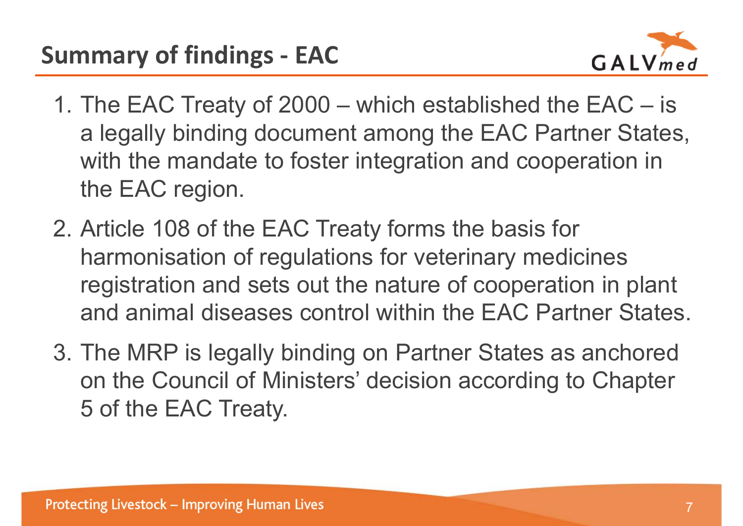# Summary of findings - EAC

1. The EAC Treaty of 2000 – which established the EAC – is a legally binding document among the EAC Partner States, with the mandate to foster integration and cooperation in the EAC region.
2. Article 108 of the EAC Treaty forms the basis for harmonisation of regulations for veterinary medicines registration and sets out the nature of cooperation in plant and animal diseases control within the EAC Partner States.
3. The MRP is legally binding on Partner States as anchored on the Council of Ministers' decision according to Chapter 5 of the EAC Treaty.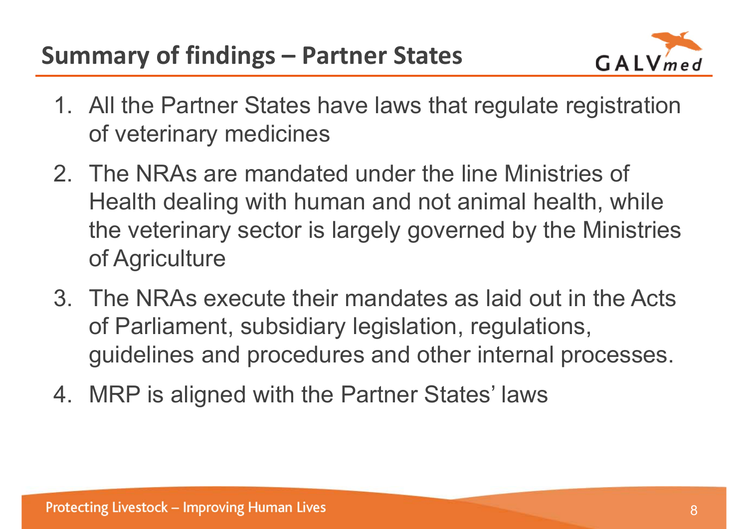## Summary of findings – Partner States

1. All the Partner States have laws that regulate registration of veterinary medicines
2. The NRAs are mandated under the line Ministries of Health dealing with human and not animal health, while the veterinary sector is largely governed by the Ministries of Agriculture
3. The NRAs execute their mandates as laid out in the Acts of Parliament, subsidiary legislation, regulations, guidelines and procedures and other internal processes.
4. MRP is aligned with the Partner States' laws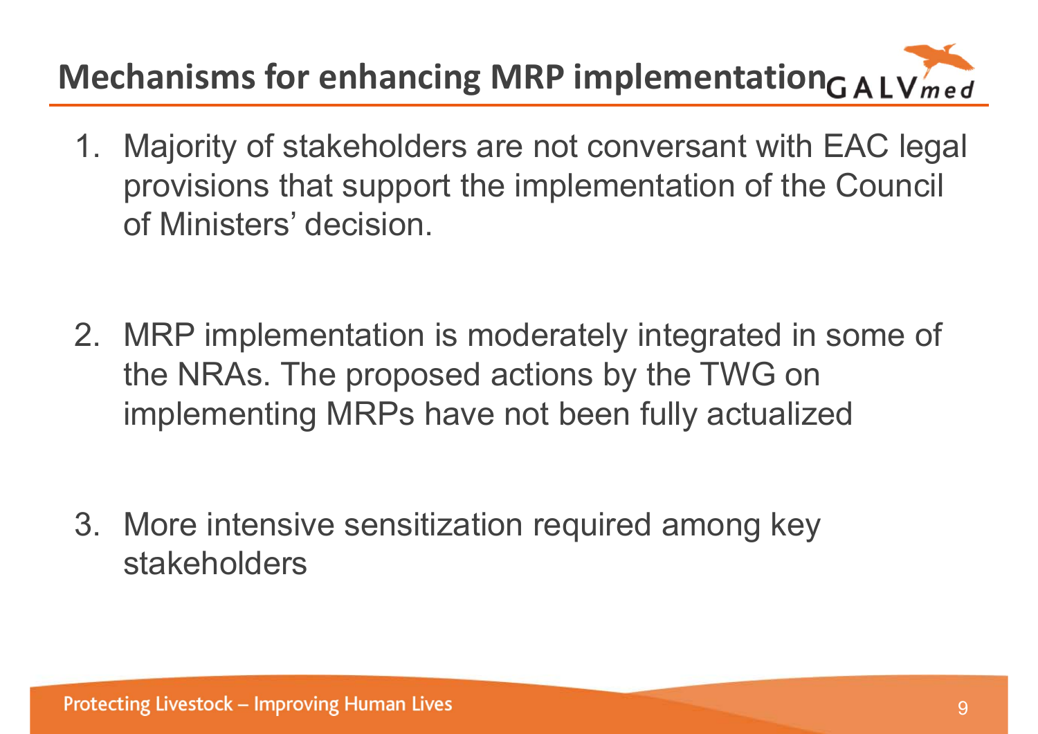# Mechanisms for enhancing MRP implementation

1. Majority of stakeholders are not conversant with EAC legal provisions that support the implementation of the Council of Ministers' decision.

2. MRP implementation is moderately integrated in some of the NRAs. The proposed actions by the TWG on implementing MRPs have not been fully actualized

3. More intensive sensitization required among key stakeholders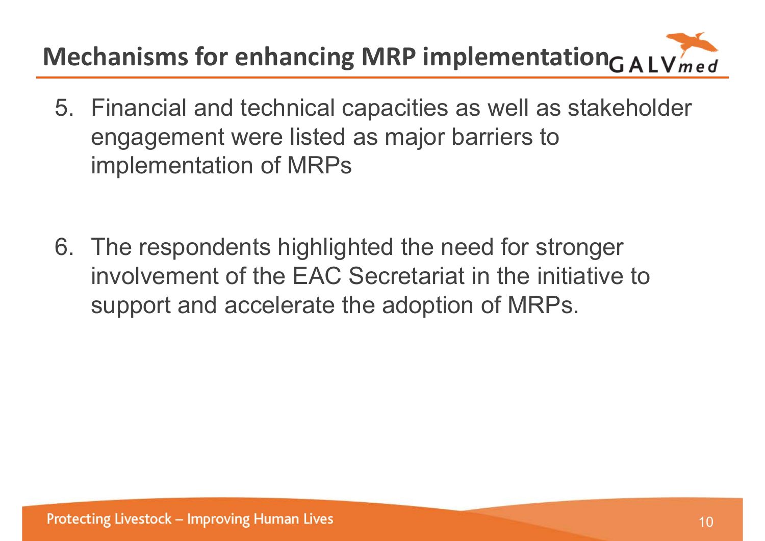# Mechanisms for enhancing MRP implementation

5. Financial and technical capacities as well as stakeholder engagement were listed as major barriers to implementation of MRPs

6. The respondents highlighted the need for stronger involvement of the EAC Secretariat in the initiative to support and accelerate the adoption of MRPs.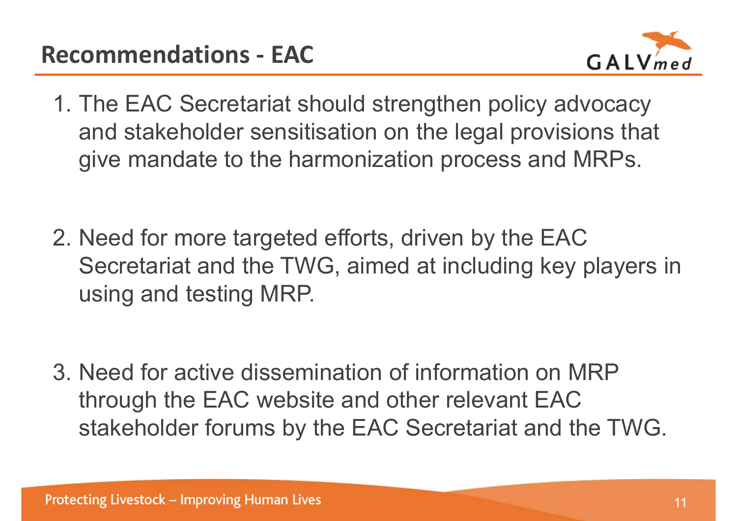## Recommendations - EAC

1. The EAC Secretariat should strengthen policy advocacy and stakeholder sensitisation on the legal provisions that give mandate to the harmonization process and MRPs.

2. Need for more targeted efforts, driven by the EAC Secretariat and the TWG, aimed at including key players in using and testing MRP.

3. Need for active dissemination of information on MRP through the EAC website and other relevant EAC stakeholder forums by the EAC Secretariat and the TWG.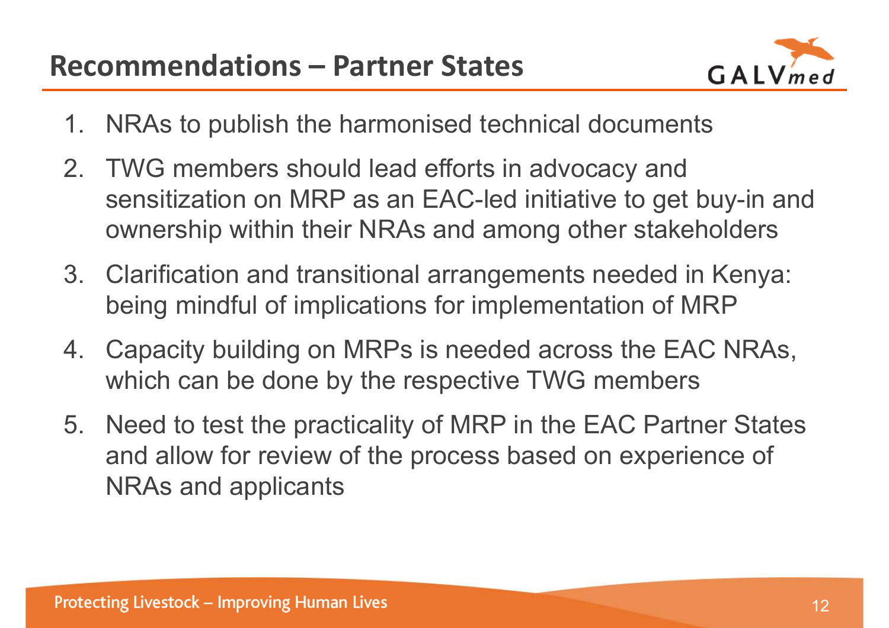# Recommendations – Partner States

1. NRAs to publish the harmonised technical documents
2. TWG members should lead efforts in advocacy and sensitization on MRP as an EAC-led initiative to get buy-in and ownership within their NRAs and among other stakeholders
3. Clarification and transitional arrangements needed in Kenya: being mindful of implications for implementation of MRP
4. Capacity building on MRPs is needed across the EAC NRAs, which can be done by the respective TWG members
5. Need to test the practicality of MRP in the EAC Partner States and allow for review of the process based on experience of NRAs and applicants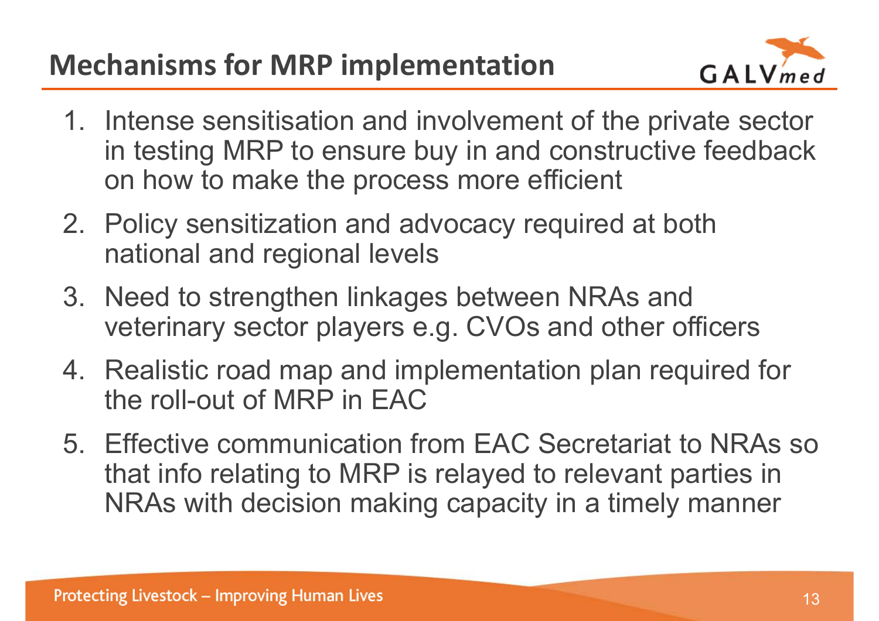# Mechanisms for MRP implementation

1. Intense sensitisation and involvement of the private sector in testing MRP to ensure buy in and constructive feedback on how to make the process more efficient
2. Policy sensitization and advocacy required at both national and regional levels
3. Need to strengthen linkages between NRAs and veterinary sector players e.g. CVOs and other officers
4. Realistic road map and implementation plan required for the roll-out of MRP in EAC
5. Effective communication from EAC Secretariat to NRAs so that info relating to MRP is relayed to relevant parties in NRAs with decision making capacity in a timely manner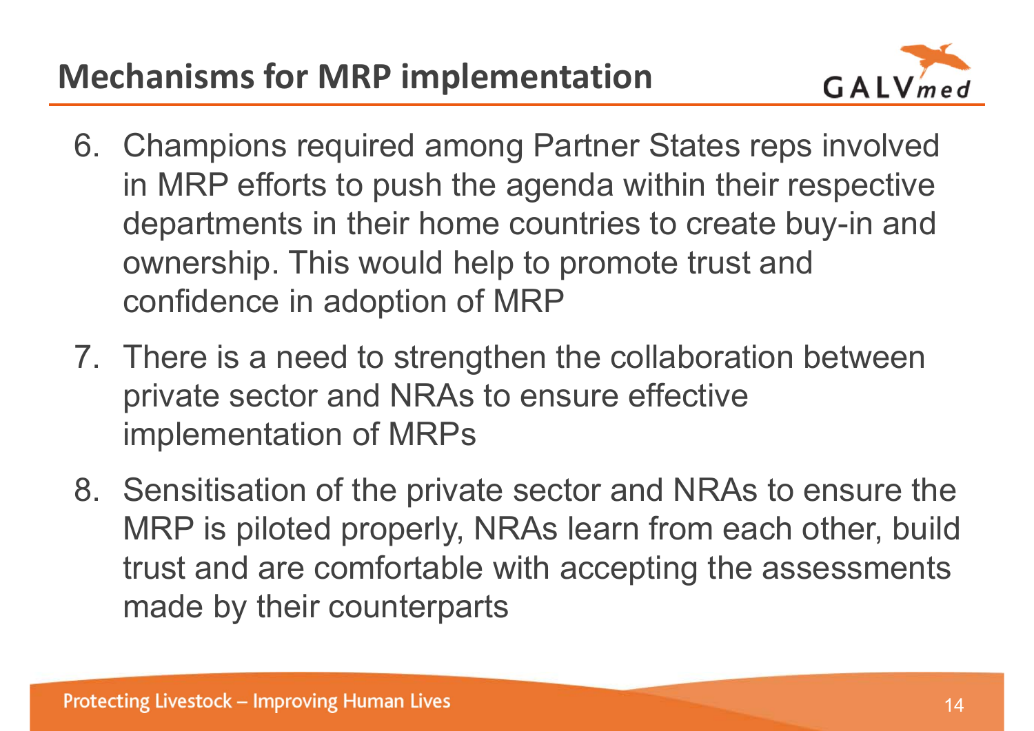# Mechanisms for MRP implementation

6. Champions required among Partner States reps involved in MRP efforts to push the agenda within their respective departments in their home countries to create buy-in and ownership. This would help to promote trust and confidence in adoption of MRP
7. There is a need to strengthen the collaboration between private sector and NRAs to ensure effective implementation of MRPs
8. Sensitisation of the private sector and NRAs to ensure the MRP is piloted properly, NRAs learn from each other, build trust and are comfortable with accepting the assessments made by their counterparts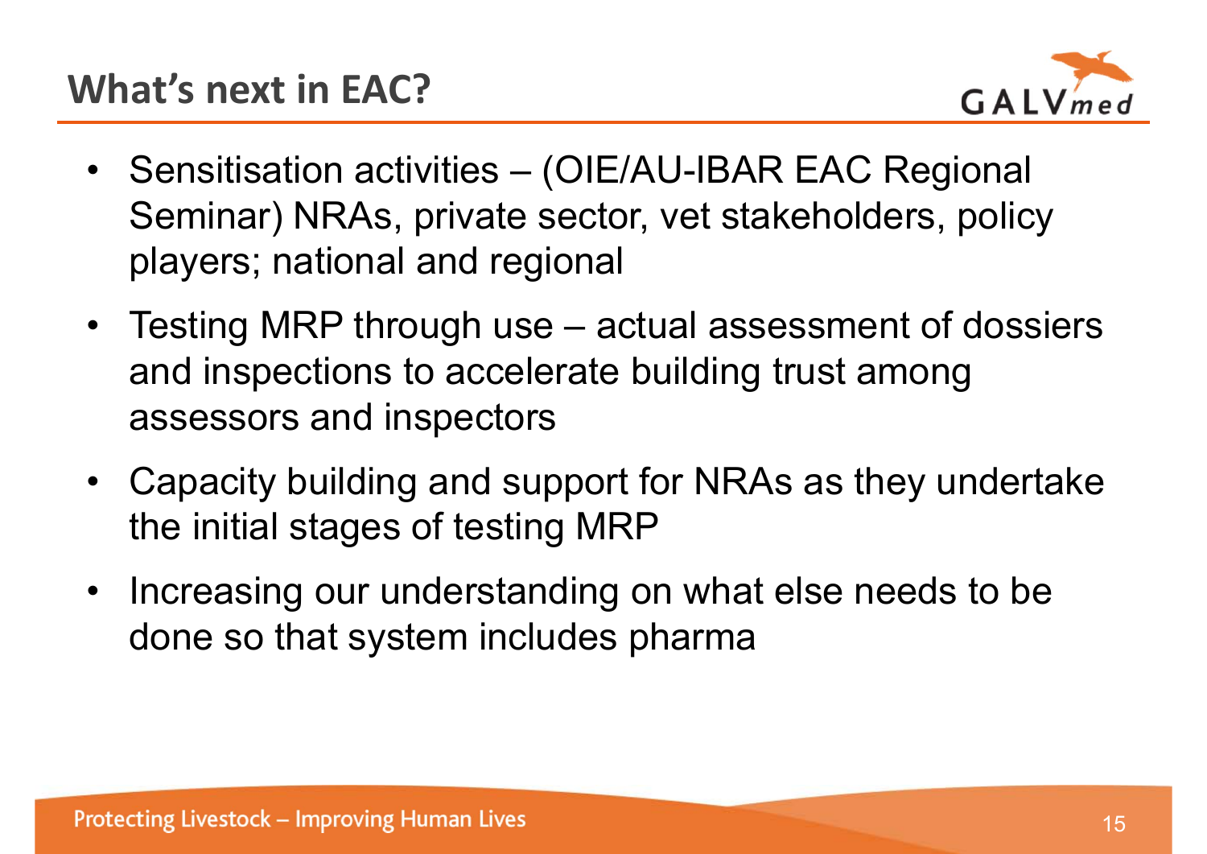## What's next in EAC?

- Sensitisation activities – (OIE/AU-IBAR EAC Regional Seminar) NRAs, private sector, vet stakeholders, policy players; national and regional
- Testing MRP through use – actual assessment of dossiers and inspections to accelerate building trust among assessors and inspectors
- Capacity building and support for NRAs as they undertake the initial stages of testing MRP
- Increasing our understanding on what else needs to be done so that system includes pharma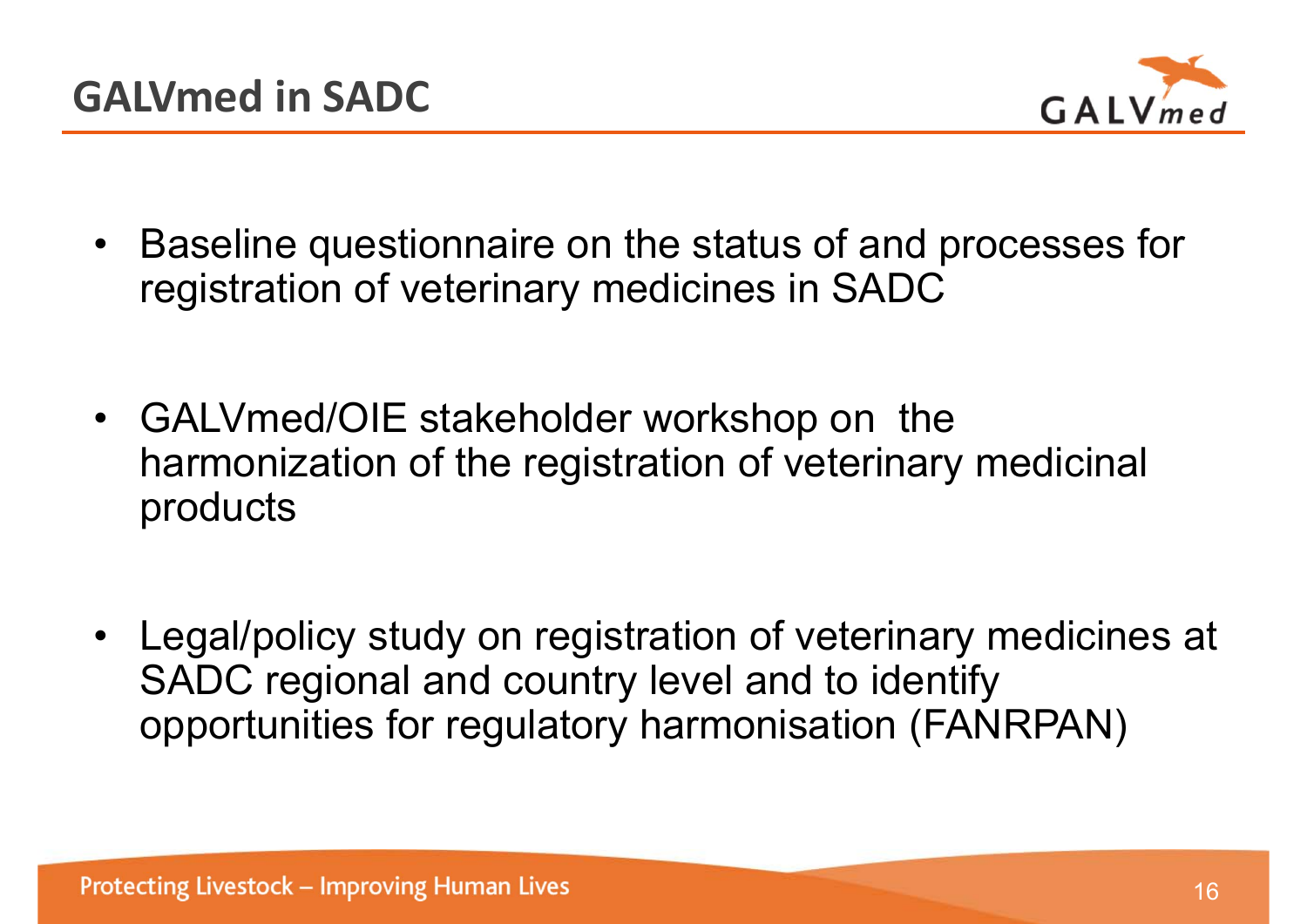# GALVmed in SADC

- Baseline questionnaire on the status of and processes for registration of veterinary medicines in SADC

- GALVmed/OIE stakeholder workshop on the harmonization of the registration of veterinary medicinal products

- Legal/policy study on registration of veterinary medicines at SADC regional and country level and to identify opportunities for regulatory harmonisation (FANRPAN)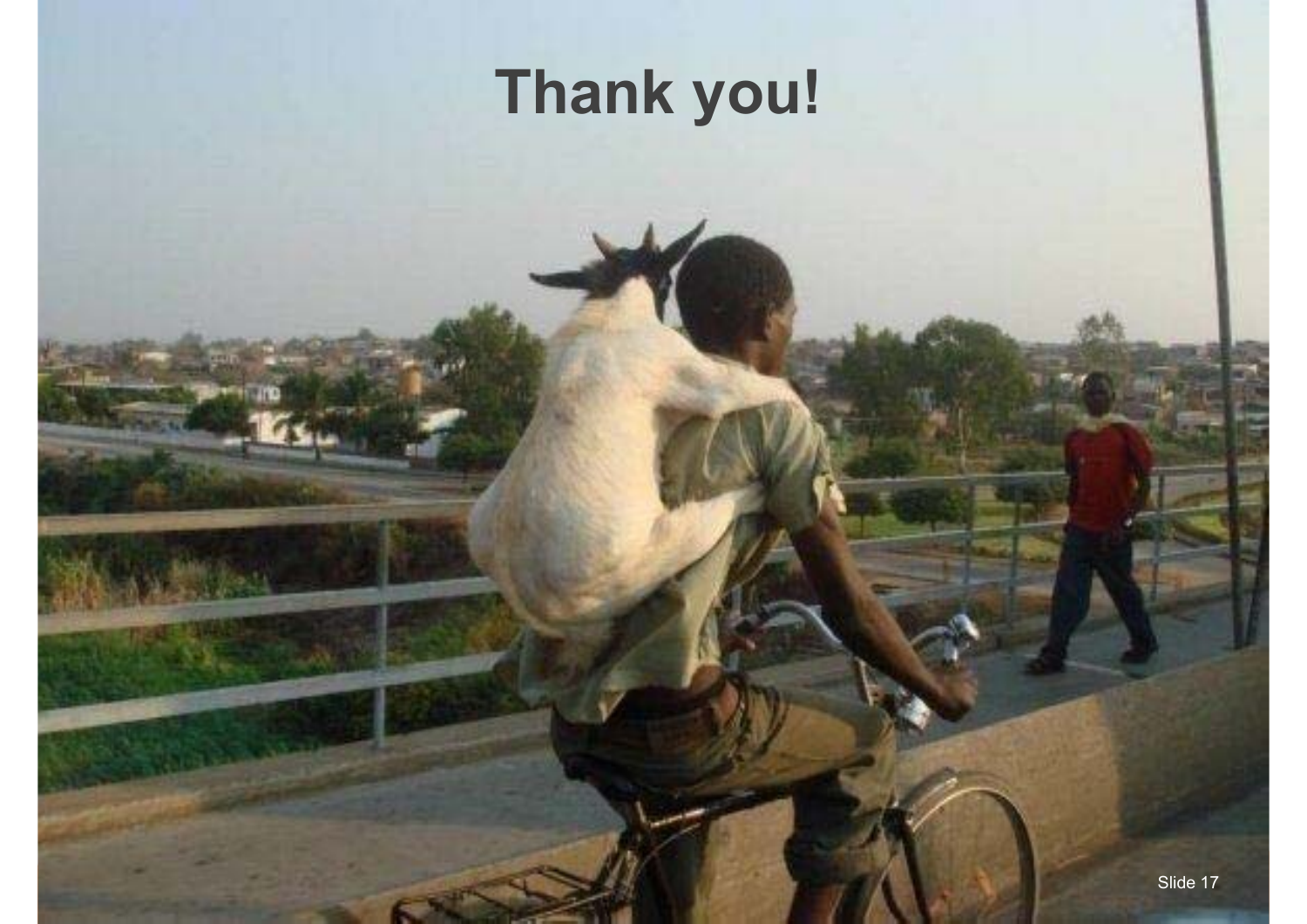# Thank you!